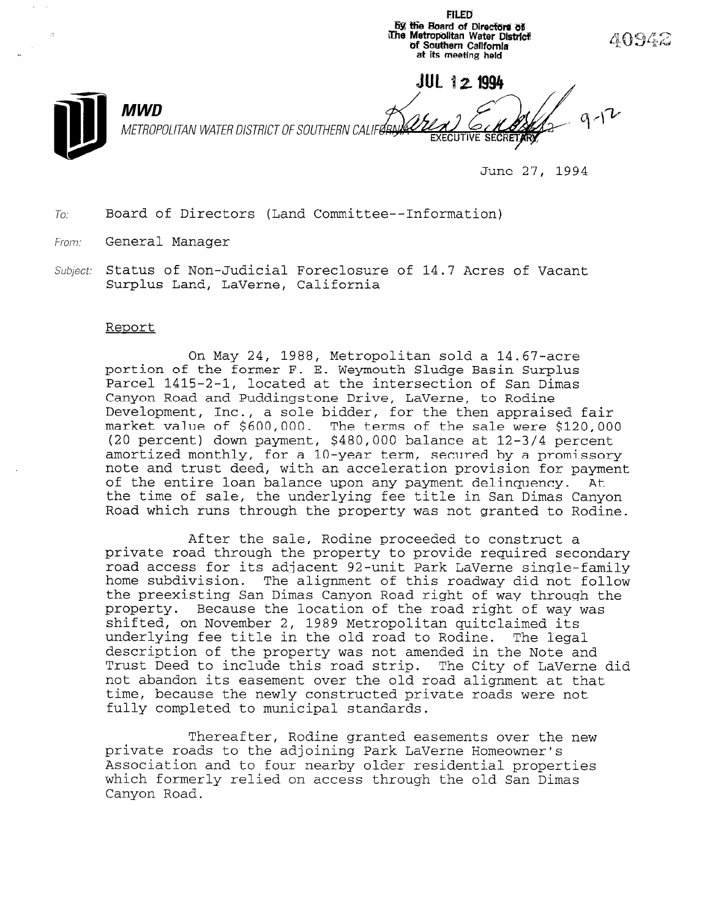FILED
By the Board of Directors of
The Metropolitan Water District
of Southern California
at its meeting held

JUL 12 1994

EXECUTIVE SECRETARY

40942

**MWD**
METROPOLITAN WATER DISTRICT OF SOUTHERN CALIFORNIA

June 27, 1994

To: Board of Directors (Land Committee--Information)

From: General Manager

Subject: Status of Non-Judicial Foreclosure of 14.7 Acres of Vacant Surplus Land, LaVerne, California

## Report

On May 24, 1988, Metropolitan sold a 14.67-acre portion of the former F. E. Weymouth Sludge Basin Surplus Parcel 1415-2-1, located at the intersection of San Dimas Canyon Road and Puddingstone Drive, LaVerne, to Rodine Development, Inc., a sole bidder, for the then appraised fair market value of $600,000. The terms of the sale were $120,000 (20 percent) down payment, $480,000 balance at 12-3/4 percent amortized monthly, for a 10-year term, secured by a promissory note and trust deed, with an acceleration provision for payment of the entire loan balance upon any payment delinquency. At the time of sale, the underlying fee title in San Dimas Canyon Road which runs through the property was not granted to Rodine.

After the sale, Rodine proceeded to construct a private road through the property to provide required secondary road access for its adjacent 92-unit Park LaVerne single-family home subdivision. The alignment of this roadway did not follow the preexisting San Dimas Canyon Road right of way through the property. Because the location of the road right of way was shifted, on November 2, 1989 Metropolitan quitclaimed its underlying fee title in the old road to Rodine. The legal description of the property was not amended in the Note and Trust Deed to include this road strip. The City of LaVerne did not abandon its easement over the old road alignment at that time, because the newly constructed private roads were not fully completed to municipal standards.

Thereafter, Rodine granted easements over the new private roads to the adjoining Park LaVerne Homeowner's Association and to four nearby older residential properties which formerly relied on access through the old San Dimas Canyon Road.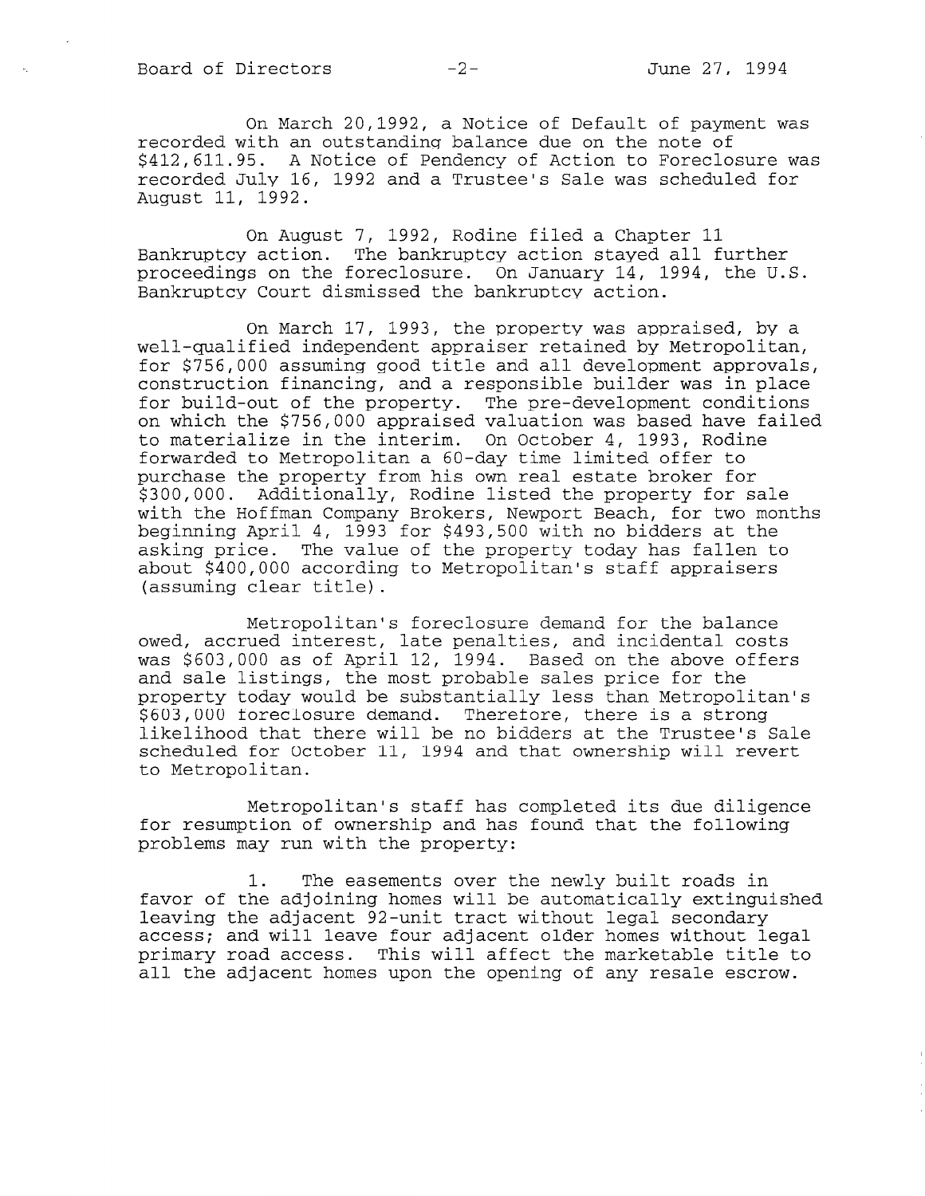On March 20,1992, a Notice of Default of payment was recorded with an outstanding balance due on the note of $412,611.95. A Notice of Pendency of Action to Foreclosure was recorded July 16, 1992 and a Trustee's Sale was scheduled for August 11, 1992.

On August 7, 1992, Rodine filed a Chapter 11 Bankruptcy action. The bankruptcy action stayed all further proceedings on the foreclosure. On January 14, 1994, the U.S. Bankruptcy Court dismissed the bankruptcy action.

On March 17, 1993, the property was appraised, by a well-qualified independent appraiser retained by Metropolitan, for $756,000 assuming good title and all development approvals, construction financing, and a responsible builder was in place for build-out of the property. The pre-development conditions on which the $756,000 appraised valuation was based have failed to materialize in the interim. On October 4, 1993, Rodine forwarded to Metropolitan a 60-day time limited offer to purchase the property from his own real estate broker for $300,000. Additionally, Rodine listed the property for sale with the Hoffman Company Brokers, Newport Beach, for two months beginning April 4, 1993 for $493,500 with no bidders at the asking price. The value of the property today has fallen to about $400,000 according to Metropolitan's staff appraisers (assuming clear title).

Metropolitan's foreclosure demand for the balance owed, accrued interest, late penalties, and incidental costs was $603,000 as of April 12, 1994. Based on the above offers and sale listings, the most probable sales price for the property today would be substantially less than Metropolitan's $603,000 foreclosure demand. Therefore, there is a strong likelihood that there will be no bidders at the Trustee's Sale scheduled for October 11, 1994 and that ownership will revert to Metropolitan.

Metropolitan's staff has completed its due diligence for resumption of ownership and has found that the following problems may run with the property:

1. The easements over the newly built roads in favor of the adjoining homes will be automatically extinguished leaving the adjacent 92-unit tract without legal secondary access; and will leave four adjacent older homes without legal primary road access. This will affect the marketable title to all the adjacent homes upon the opening of any resale escrow.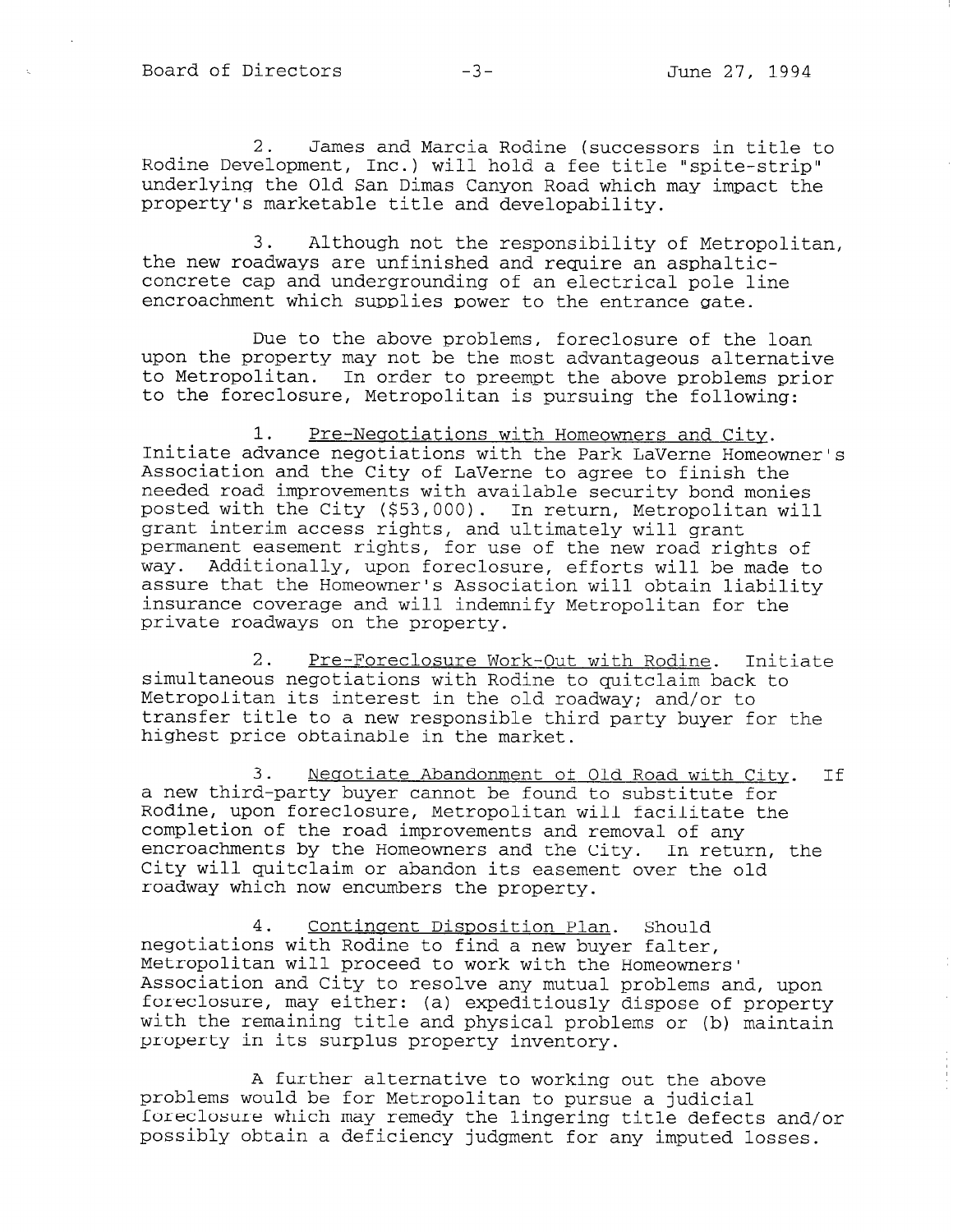2. James and Marcia Rodine (successors in title to Rodine Development, Inc.) will hold a fee title "spite-strip" underlying the Old San Dimas Canyon Road which may impact the property's marketable title and developability.

3. Although not the responsibility of Metropolitan, the new roadways are unfinished and require an asphaltic-concrete cap and undergrounding of an electrical pole line encroachment which supplies power to the entrance gate.

Due to the above problems, foreclosure of the loan upon the property may not be the most advantageous alternative to Metropolitan. In order to preempt the above problems prior to the foreclosure, Metropolitan is pursuing the following:

1. <u>Pre-Negotiations with Homeowners and City</u>. Initiate advance negotiations with the Park LaVerne Homeowner's Association and the City of LaVerne to agree to finish the needed road improvements with available security bond monies posted with the City ($53,000). In return, Metropolitan will grant interim access rights, and ultimately will grant permanent easement rights, for use of the new road rights of way. Additionally, upon foreclosure, efforts will be made to assure that the Homeowner's Association will obtain liability insurance coverage and will indemnify Metropolitan for the private roadways on the property.

2. <u>Pre-Foreclosure Work-Out with Rodine</u>. Initiate simultaneous negotiations with Rodine to quitclaim back to Metropolitan its interest in the old roadway; and/or to transfer title to a new responsible third party buyer for the highest price obtainable in the market.

3. <u>Negotiate Abandonment of Old Road with City</u>. If a new third-party buyer cannot be found to substitute for Rodine, upon foreclosure, Metropolitan will facilitate the completion of the road improvements and removal of any encroachments by the Homeowners and the City. In return, the City will quitclaim or abandon its easement over the old roadway which now encumbers the property.

4. <u>Contingent Disposition Plan</u>. Should negotiations with Rodine to find a new buyer falter, Metropolitan will proceed to work with the Homeowners' Association and City to resolve any mutual problems and, upon foreclosure, may either: (a) expeditiously dispose of property with the remaining title and physical problems or (b) maintain property in its surplus property inventory.

A further alternative to working out the above problems would be for Metropolitan to pursue a judicial foreclosure which may remedy the lingering title defects and/or possibly obtain a deficiency judgment for any imputed losses.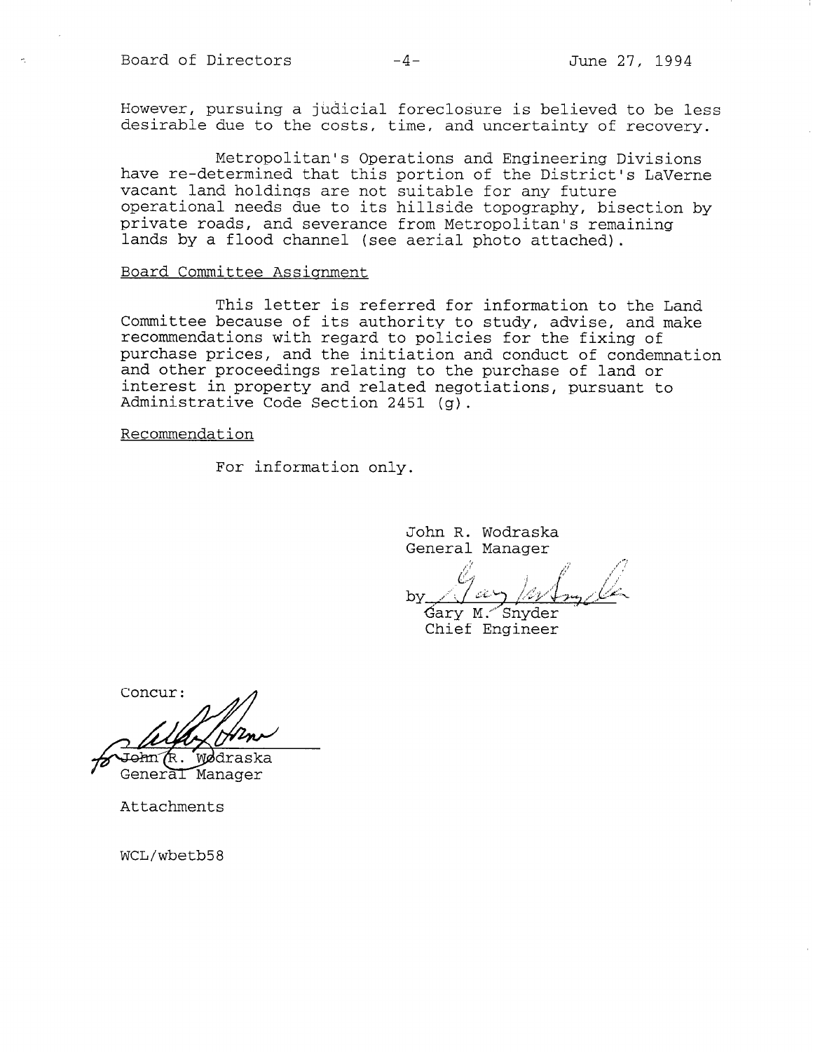However, pursuing a judicial foreclosure is believed to be less desirable due to the costs, time, and uncertainty of recovery.

Metropolitan's Operations and Engineering Divisions have re-determined that this portion of the District's LaVerne vacant land holdings are not suitable for any future operational needs due to its hillside topography, bisection by private roads, and severance from Metropolitan's remaining lands by a flood channel (see aerial photo attached).

Board Committee Assignment

This letter is referred for information to the Land Committee because of its authority to study, advise, and make recommendations with regard to policies for the fixing of purchase prices, and the initiation and conduct of condemnation and other proceedings relating to the purchase of land or interest in property and related negotiations, pursuant to Administrative Code Section 2451 (g).

Recommendation

For information only.

John R. Wodraska
General Manager

by Gary M. Snyder
Chief Engineer

Concur:

for John R. Wodraska
General Manager

Attachments

WCL/wbetb58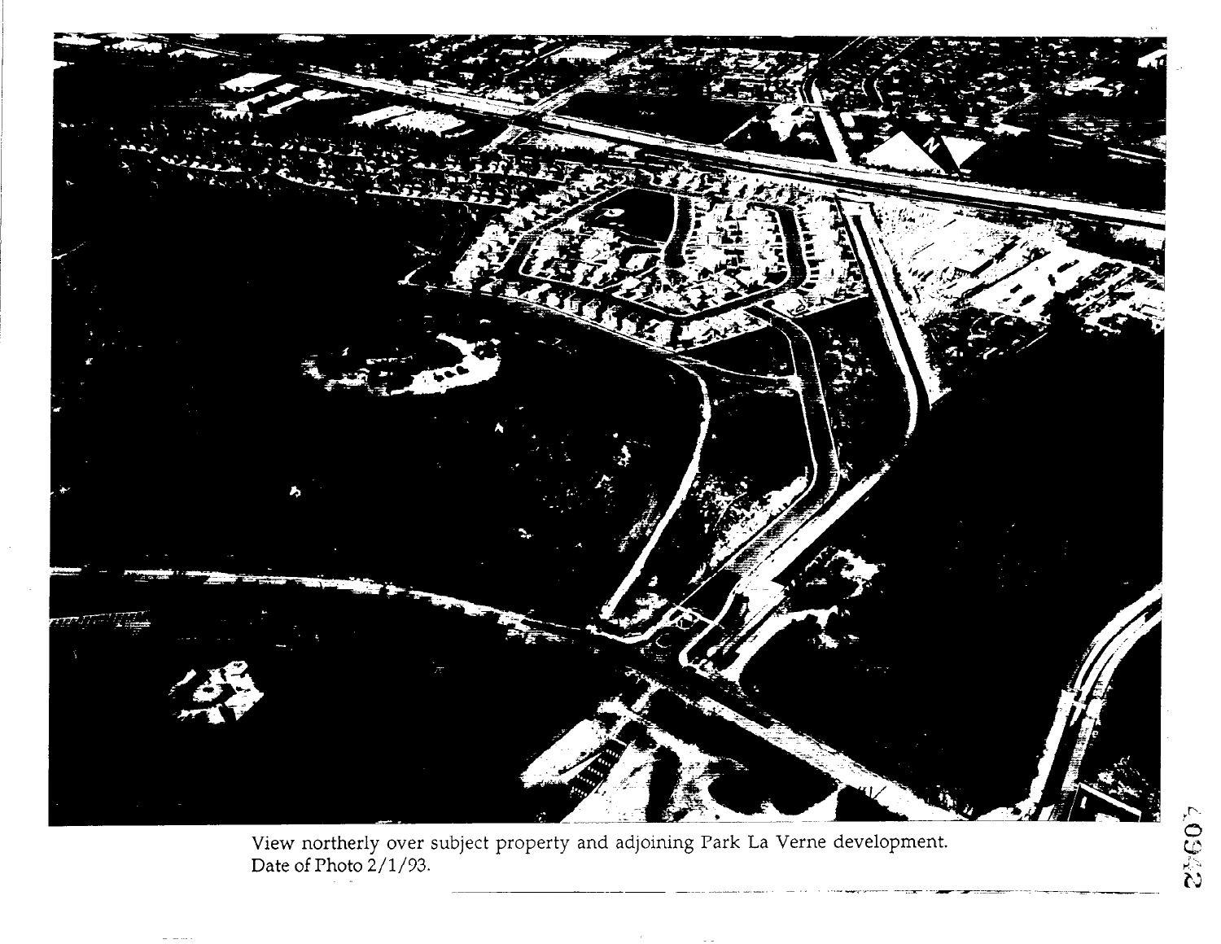View northerly over subject property and adjoining Park La Verne development.
Date of Photo 2/1/93.